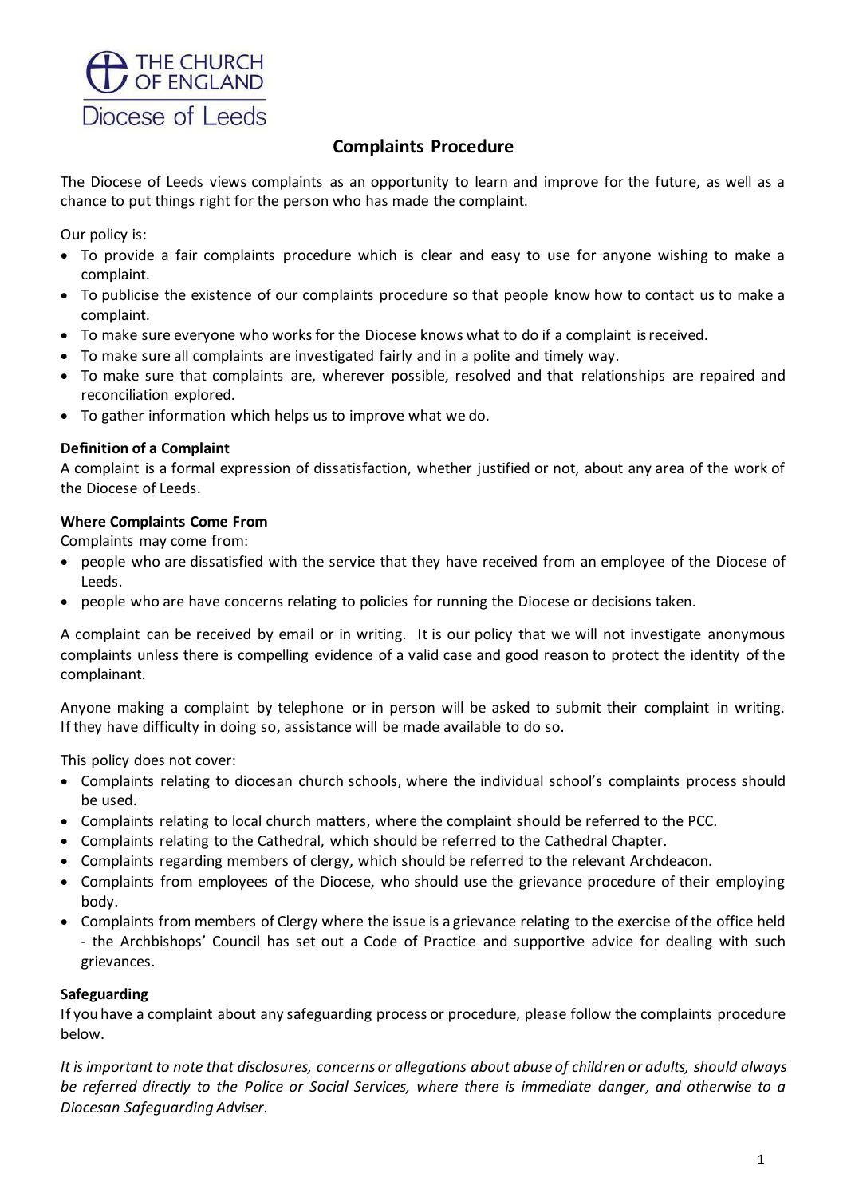THE CHURCH OF ENGLAND
Diocese of Leeds

# Complaints Procedure

The Diocese of Leeds views complaints as an opportunity to learn and improve for the future, as well as a chance to put things right for the person who has made the complaint.

Our policy is:

- To provide a fair complaints procedure which is clear and easy to use for anyone wishing to make a complaint.
- To publicise the existence of our complaints procedure so that people know how to contact us to make a complaint.
- To make sure everyone who works for the Diocese knows what to do if a complaint is received.
- To make sure all complaints are investigated fairly and in a polite and timely way.
- To make sure that complaints are, wherever possible, resolved and that relationships are repaired and reconciliation explored.
- To gather information which helps us to improve what we do.

**Definition of a Complaint**
A complaint is a formal expression of dissatisfaction, whether justified or not, about any area of the work of the Diocese of Leeds.

**Where Complaints Come From**
Complaints may come from:

- people who are dissatisfied with the service that they have received from an employee of the Diocese of Leeds.
- people who are have concerns relating to policies for running the Diocese or decisions taken.

A complaint can be received by email or in writing. It is our policy that we will not investigate anonymous complaints unless there is compelling evidence of a valid case and good reason to protect the identity of the complainant.

Anyone making a complaint by telephone or in person will be asked to submit their complaint in writing. If they have difficulty in doing so, assistance will be made available to do so.

This policy does not cover:

- Complaints relating to diocesan church schools, where the individual school's complaints process should be used.
- Complaints relating to local church matters, where the complaint should be referred to the PCC.
- Complaints relating to the Cathedral, which should be referred to the Cathedral Chapter.
- Complaints regarding members of clergy, which should be referred to the relevant Archdeacon.
- Complaints from employees of the Diocese, who should use the grievance procedure of their employing body.
- Complaints from members of Clergy where the issue is a grievance relating to the exercise of the office held - the Archbishops' Council has set out a Code of Practice and supportive advice for dealing with such grievances.

**Safeguarding**
If you have a complaint about any safeguarding process or procedure, please follow the complaints procedure below.

*It is important to note that disclosures, concerns or allegations about abuse of children or adults, should always be referred directly to the Police or Social Services, where there is immediate danger, and otherwise to a Diocesan Safeguarding Adviser.*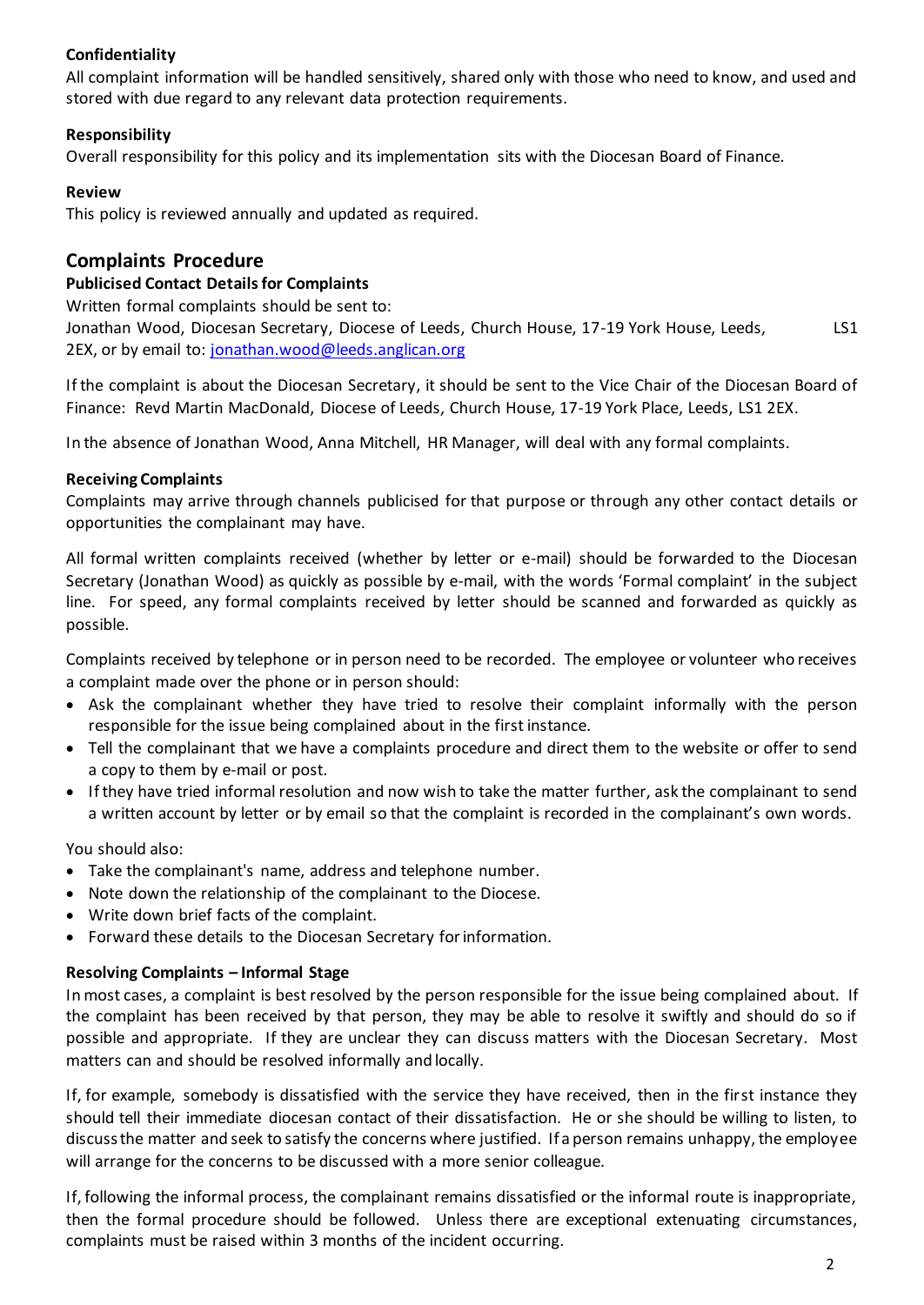**Confidentiality**

All complaint information will be handled sensitively, shared only with those who need to know, and used and stored with due regard to any relevant data protection requirements.

**Responsibility**

Overall responsibility for this policy and its implementation sits with the Diocesan Board of Finance.

**Review**

This policy is reviewed annually and updated as required.

## Complaints Procedure

**Publicised Contact Details for Complaints**

Written formal complaints should be sent to:
Jonathan Wood, Diocesan Secretary, Diocese of Leeds, Church House, 17-19 York House, Leeds, LS1 2EX, or by email to: jonathan.wood@leeds.anglican.org

If the complaint is about the Diocesan Secretary, it should be sent to the Vice Chair of the Diocesan Board of Finance: Revd Martin MacDonald, Diocese of Leeds, Church House, 17-19 York Place, Leeds, LS1 2EX.

In the absence of Jonathan Wood, Anna Mitchell, HR Manager, will deal with any formal complaints.

**Receiving Complaints**

Complaints may arrive through channels publicised for that purpose or through any other contact details or opportunities the complainant may have.

All formal written complaints received (whether by letter or e-mail) should be forwarded to the Diocesan Secretary (Jonathan Wood) as quickly as possible by e-mail, with the words 'Formal complaint' in the subject line. For speed, any formal complaints received by letter should be scanned and forwarded as quickly as possible.

Complaints received by telephone or in person need to be recorded. The employee or volunteer who receives a complaint made over the phone or in person should:

- Ask the complainant whether they have tried to resolve their complaint informally with the person responsible for the issue being complained about in the first instance.
- Tell the complainant that we have a complaints procedure and direct them to the website or offer to send a copy to them by e-mail or post.
- If they have tried informal resolution and now wish to take the matter further, ask the complainant to send a written account by letter or by email so that the complaint is recorded in the complainant's own words.

You should also:

- Take the complainant's name, address and telephone number.
- Note down the relationship of the complainant to the Diocese.
- Write down brief facts of the complaint.
- Forward these details to the Diocesan Secretary for information.

**Resolving Complaints – Informal Stage**

In most cases, a complaint is best resolved by the person responsible for the issue being complained about. If the complaint has been received by that person, they may be able to resolve it swiftly and should do so if possible and appropriate. If they are unclear they can discuss matters with the Diocesan Secretary. Most matters can and should be resolved informally and locally.

If, for example, somebody is dissatisfied with the service they have received, then in the first instance they should tell their immediate diocesan contact of their dissatisfaction. He or she should be willing to listen, to discuss the matter and seek to satisfy the concerns where justified. If a person remains unhappy, the employee will arrange for the concerns to be discussed with a more senior colleague.

If, following the informal process, the complainant remains dissatisfied or the informal route is inappropriate, then the formal procedure should be followed. Unless there are exceptional extenuating circumstances, complaints must be raised within 3 months of the incident occurring.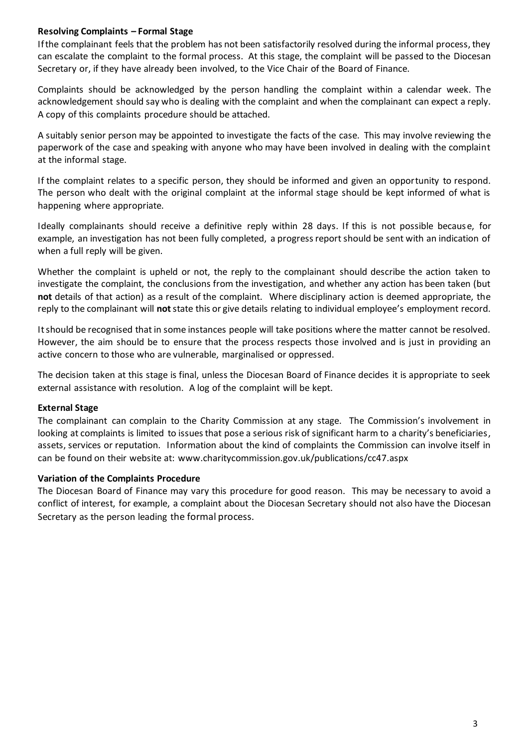**Resolving Complaints – Formal Stage**

If the complainant feels that the problem has not been satisfactorily resolved during the informal process, they can escalate the complaint to the formal process. At this stage, the complaint will be passed to the Diocesan Secretary or, if they have already been involved, to the Vice Chair of the Board of Finance.

Complaints should be acknowledged by the person handling the complaint within a calendar week. The acknowledgement should say who is dealing with the complaint and when the complainant can expect a reply. A copy of this complaints procedure should be attached.

A suitably senior person may be appointed to investigate the facts of the case. This may involve reviewing the paperwork of the case and speaking with anyone who may have been involved in dealing with the complaint at the informal stage.

If the complaint relates to a specific person, they should be informed and given an opportunity to respond. The person who dealt with the original complaint at the informal stage should be kept informed of what is happening where appropriate.

Ideally complainants should receive a definitive reply within 28 days. If this is not possible because, for example, an investigation has not been fully completed, a progress report should be sent with an indication of when a full reply will be given.

Whether the complaint is upheld or not, the reply to the complainant should describe the action taken to investigate the complaint, the conclusions from the investigation, and whether any action has been taken (but **not** details of that action) as a result of the complaint. Where disciplinary action is deemed appropriate, the reply to the complainant will **not** state this or give details relating to individual employee's employment record.

It should be recognised that in some instances people will take positions where the matter cannot be resolved. However, the aim should be to ensure that the process respects those involved and is just in providing an active concern to those who are vulnerable, marginalised or oppressed.

The decision taken at this stage is final, unless the Diocesan Board of Finance decides it is appropriate to seek external assistance with resolution. A log of the complaint will be kept.

**External Stage**

The complainant can complain to the Charity Commission at any stage. The Commission's involvement in looking at complaints is limited to issues that pose a serious risk of significant harm to a charity's beneficiaries, assets, services or reputation. Information about the kind of complaints the Commission can involve itself in can be found on their website at: www.charitycommission.gov.uk/publications/cc47.aspx

**Variation of the Complaints Procedure**

The Diocesan Board of Finance may vary this procedure for good reason. This may be necessary to avoid a conflict of interest, for example, a complaint about the Diocesan Secretary should not also have the Diocesan Secretary as the person leading the formal process.